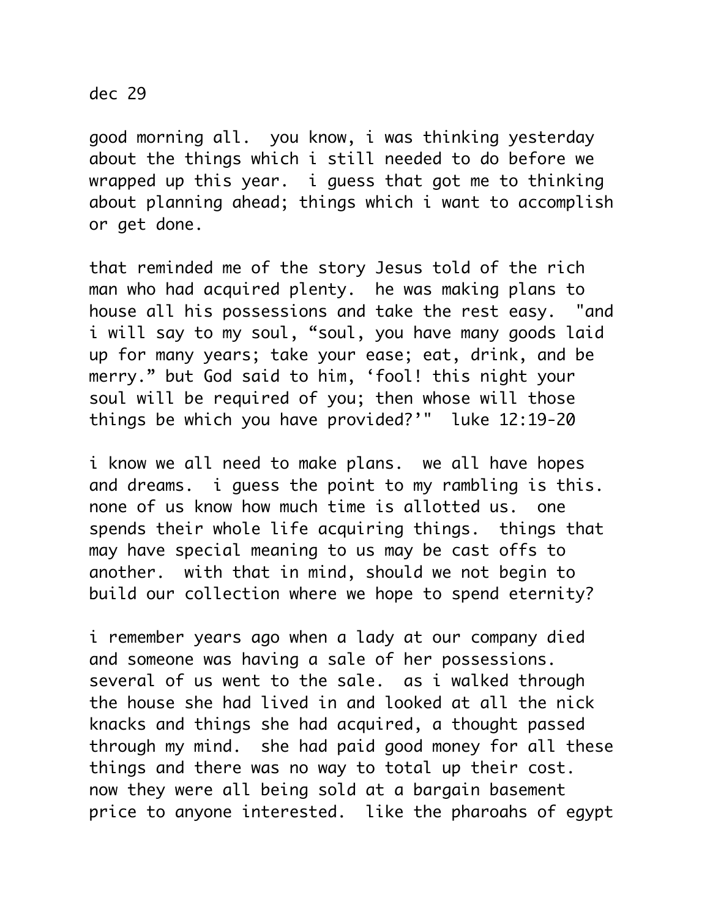dec 29

good morning all. you know, i was thinking yesterday about the things which i still needed to do before we wrapped up this year. i guess that got me to thinking about planning ahead; things which i want to accomplish or get done.

that reminded me of the story Jesus told of the rich man who had acquired plenty. he was making plans to house all his possessions and take the rest easy. "and i will say to my soul, “soul, you have many goods laid up for many years; take your ease; eat, drink, and be merry.” but God said to him, ‘fool! this night your soul will be required of you; then whose will those things be which you have provided?’" luke 12:19-20

i know we all need to make plans. we all have hopes and dreams. i guess the point to my rambling is this. none of us know how much time is allotted us. one spends their whole life acquiring things. things that may have special meaning to us may be cast offs to another. with that in mind, should we not begin to build our collection where we hope to spend eternity?

i remember years ago when a lady at our company died and someone was having a sale of her possessions. several of us went to the sale. as i walked through the house she had lived in and looked at all the nick knacks and things she had acquired, a thought passed through my mind. she had paid good money for all these things and there was no way to total up their cost. now they were all being sold at a bargain basement price to anyone interested. like the pharoahs of egypt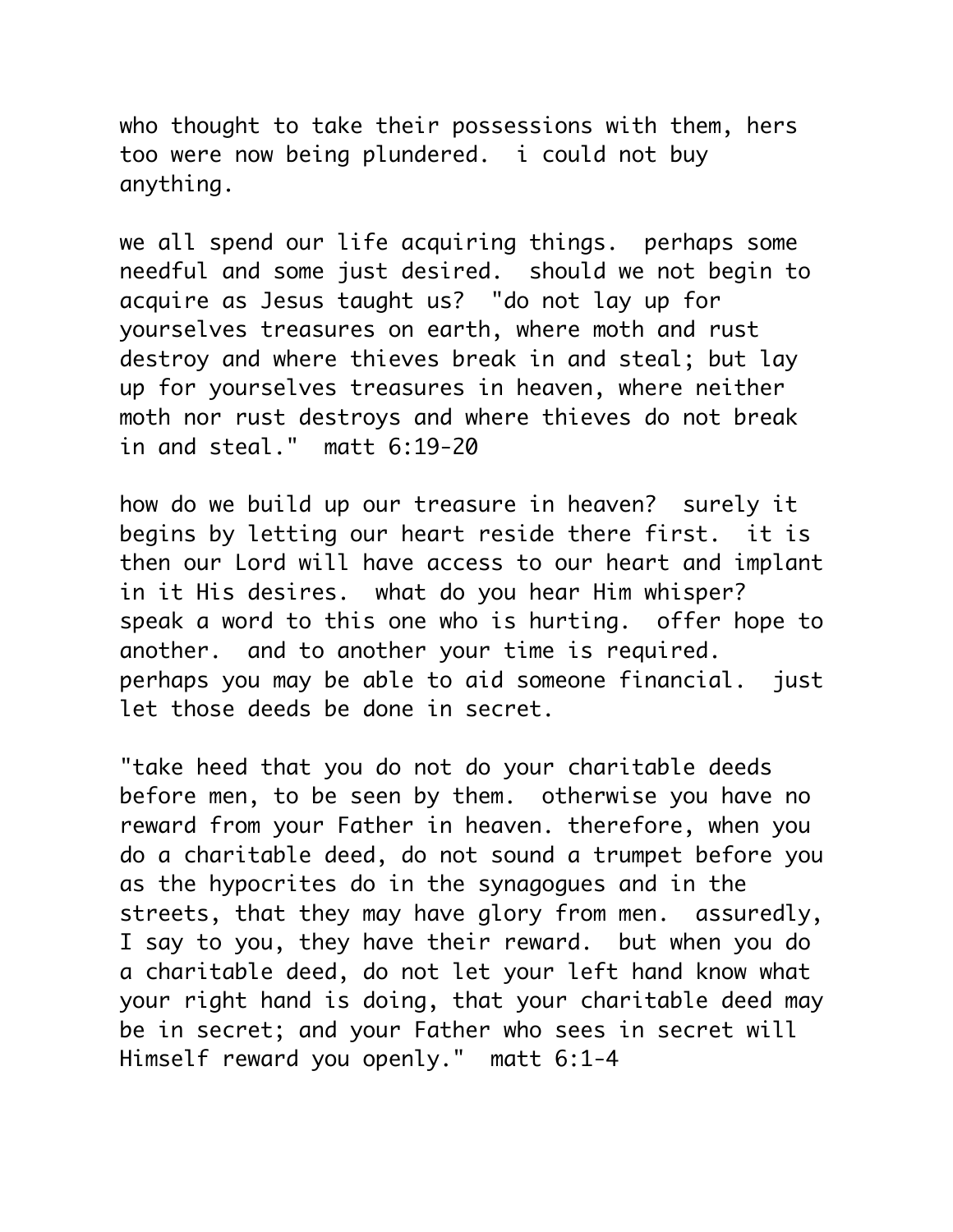who thought to take their possessions with them, hers too were now being plundered.  i could not buy anything.

we all spend our life acquiring things.  perhaps some needful and some just desired.  should we not begin to acquire as Jesus taught us?  "do not lay up for yourselves treasures on earth, where moth and rust destroy and where thieves break in and steal; but lay up for yourselves treasures in heaven, where neither moth nor rust destroys and where thieves do not break in and steal."  matt 6:19-20

how do we build up our treasure in heaven?  surely it begins by letting our heart reside there first.  it is then our Lord will have access to our heart and implant in it His desires.  what do you hear Him whisper?  speak a word to this one who is hurting.  offer hope to another.  and to another your time is required.  perhaps you may be able to aid someone financial.  just let those deeds be done in secret.

"take heed that you do not do your charitable deeds before men, to be seen by them.  otherwise you have no reward from your Father in heaven. therefore, when you do a charitable deed, do not sound a trumpet before you as the hypocrites do in the synagogues and in the streets, that they may have glory from men.  assuredly, I say to you, they have their reward.  but when you do a charitable deed, do not let your left hand know what your right hand is doing, that your charitable deed may be in secret; and your Father who sees in secret will Himself reward you openly."  matt 6:1-4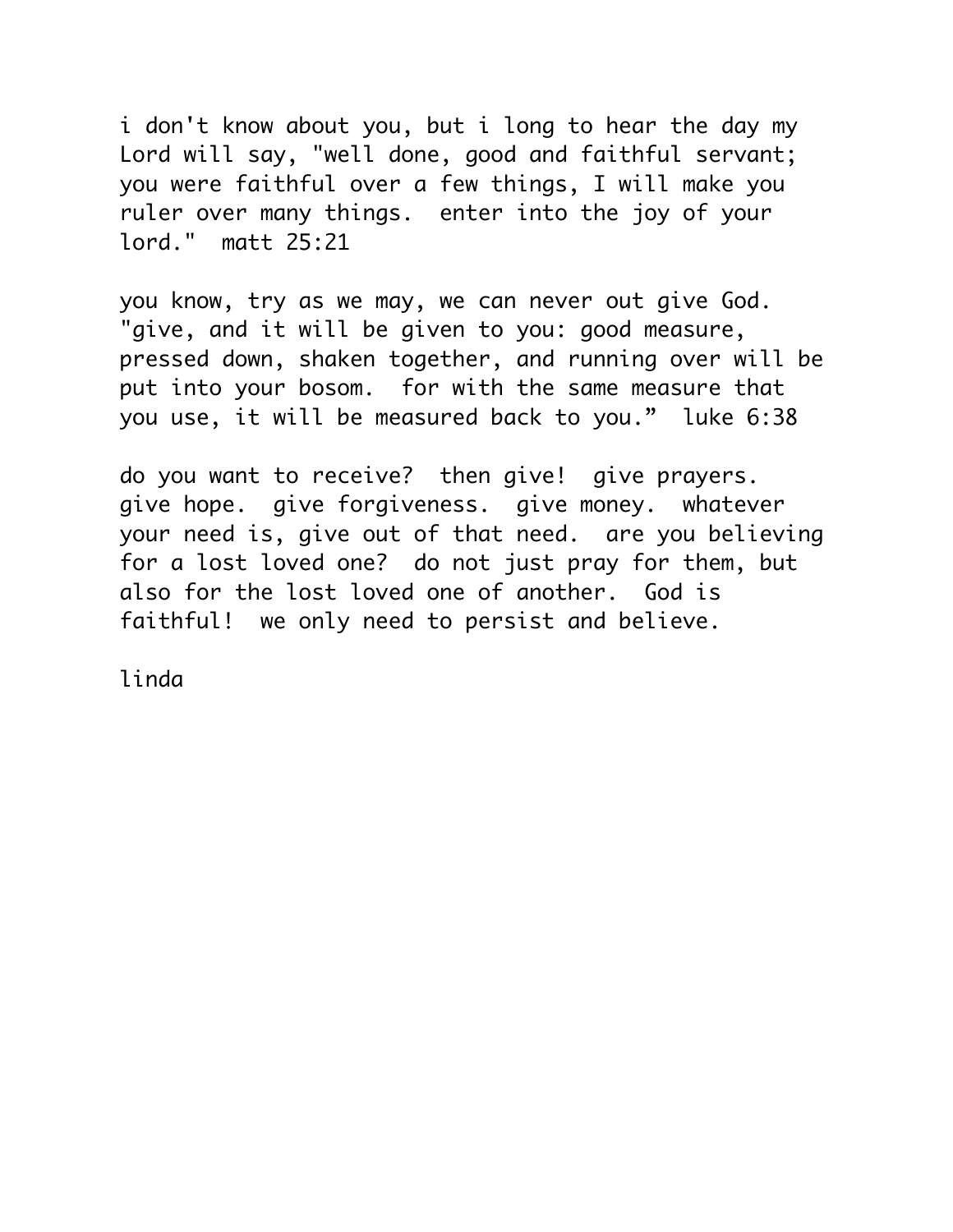i don't know about you, but i long to hear the day my Lord will say, "well done, good and faithful servant; you were faithful over a few things, I will make you ruler over many things.  enter into the joy of your lord."  matt 25:21

you know, try as we may, we can never out give God. "give, and it will be given to you: good measure, pressed down, shaken together, and running over will be put into your bosom.  for with the same measure that you use, it will be measured back to you."  luke 6:38

do you want to receive?  then give!  give prayers. give hope.  give forgiveness.  give money.  whatever your need is, give out of that need.  are you believing for a lost loved one?  do not just pray for them, but also for the lost loved one of another.  God is faithful!  we only need to persist and believe.

linda